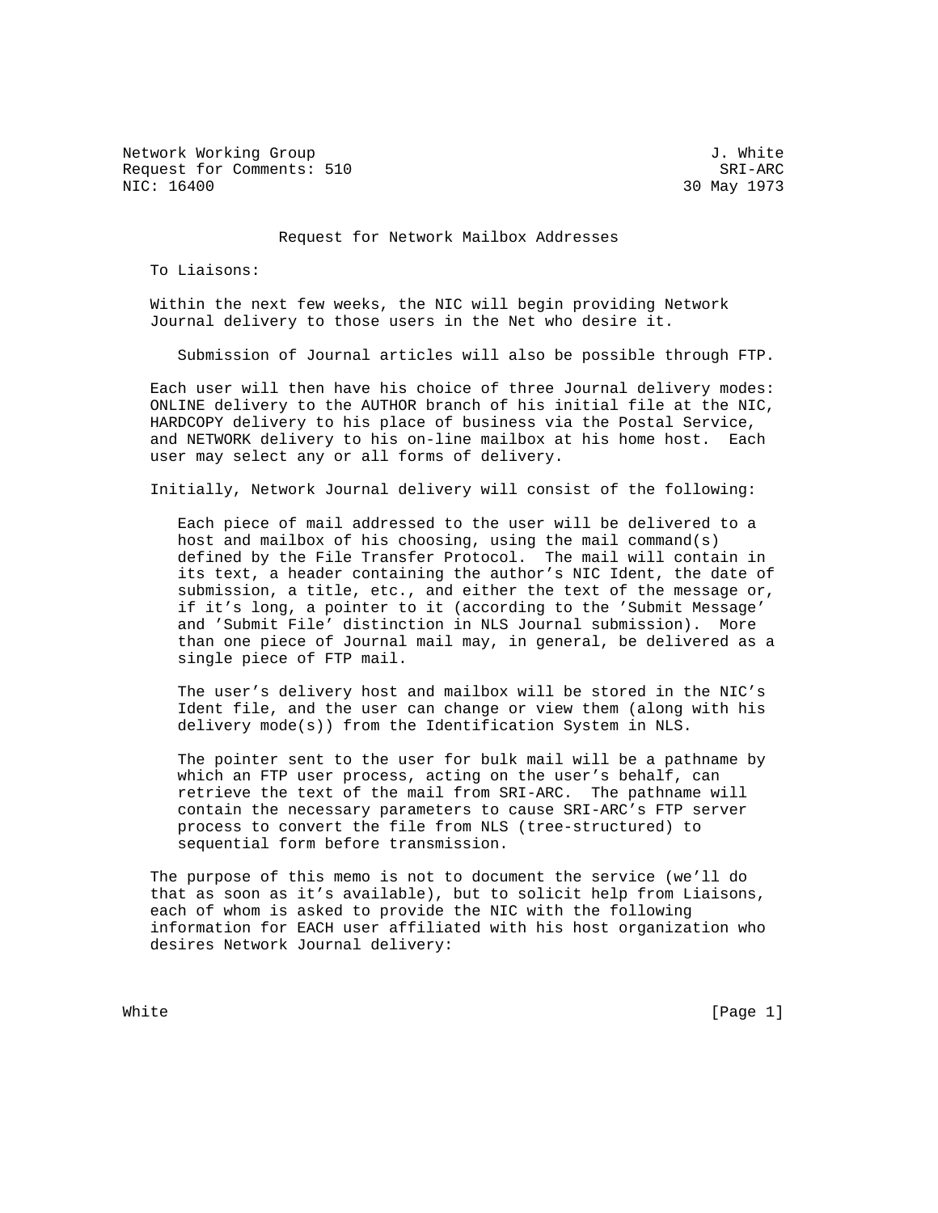Network Working Group J. White
Request for Comments: 510 SRI-ARC
NIC: 16400 30 May 1973

# Request for Network Mailbox Addresses

To Liaisons:

Within the next few weeks, the NIC will begin providing Network Journal delivery to those users in the Net who desire it.

Submission of Journal articles will also be possible through FTP.

Each user will then have his choice of three Journal delivery modes: ONLINE delivery to the AUTHOR branch of his initial file at the NIC, HARDCOPY delivery to his place of business via the Postal Service, and NETWORK delivery to his on-line mailbox at his home host. Each user may select any or all forms of delivery.

Initially, Network Journal delivery will consist of the following:

Each piece of mail addressed to the user will be delivered to a host and mailbox of his choosing, using the mail command(s) defined by the File Transfer Protocol. The mail will contain in its text, a header containing the author's NIC Ident, the date of submission, a title, etc., and either the text of the message or, if it's long, a pointer to it (according to the 'Submit Message' and 'Submit File' distinction in NLS Journal submission). More than one piece of Journal mail may, in general, be delivered as a single piece of FTP mail.

The user's delivery host and mailbox will be stored in the NIC's Ident file, and the user can change or view them (along with his delivery mode(s)) from the Identification System in NLS.

The pointer sent to the user for bulk mail will be a pathname by which an FTP user process, acting on the user's behalf, can retrieve the text of the mail from SRI-ARC. The pathname will contain the necessary parameters to cause SRI-ARC's FTP server process to convert the file from NLS (tree-structured) to sequential form before transmission.

The purpose of this memo is not to document the service (we'll do that as soon as it's available), but to solicit help from Liaisons, each of whom is asked to provide the NIC with the following information for EACH user affiliated with his host organization who desires Network Journal delivery: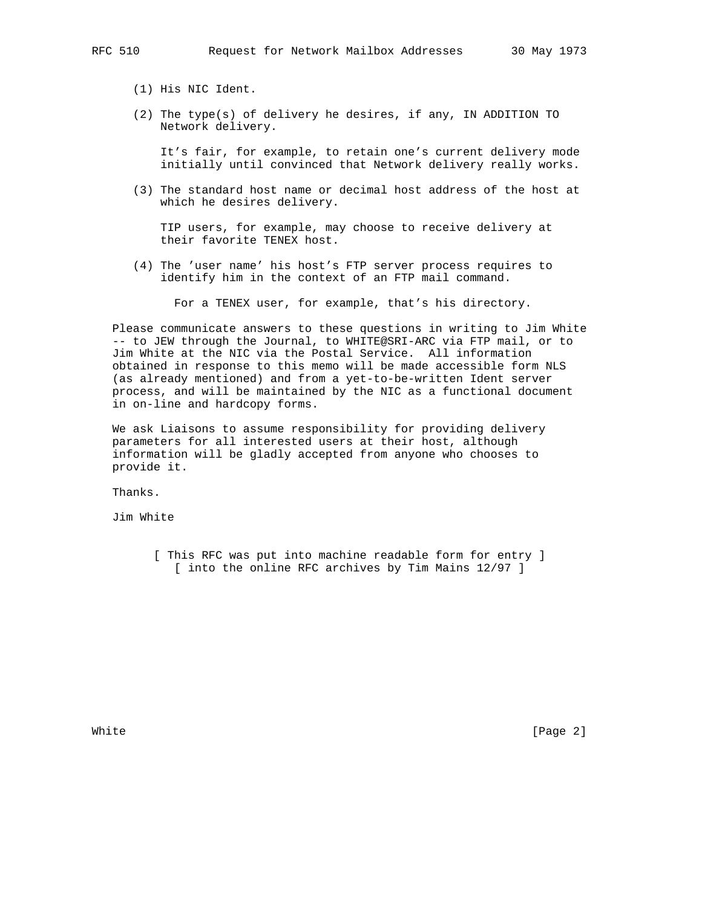(1) His NIC Ident.

(2) The type(s) of delivery he desires, if any, IN ADDITION TO Network delivery.

   It's fair, for example, to retain one's current delivery mode initially until convinced that Network delivery really works.

(3) The standard host name or decimal host address of the host at which he desires delivery.

   TIP users, for example, may choose to receive delivery at their favorite TENEX host.

(4) The 'user name' his host's FTP server process requires to identify him in the context of an FTP mail command.

   For a TENEX user, for example, that's his directory.

Please communicate answers to these questions in writing to Jim White -- to JEW through the Journal, to WHITE@SRI-ARC via FTP mail, or to Jim White at the NIC via the Postal Service. All information obtained in response to this memo will be made accessible form NLS (as already mentioned) and from a yet-to-be-written Ident server process, and will be maintained by the NIC as a functional document in on-line and hardcopy forms.

We ask Liaisons to assume responsibility for providing delivery parameters for all interested users at their host, although information will be gladly accepted from anyone who chooses to provide it.

Thanks.

Jim White

[ This RFC was put into machine readable form for entry ]
[ into the online RFC archives by Tim Mains 12/97 ]